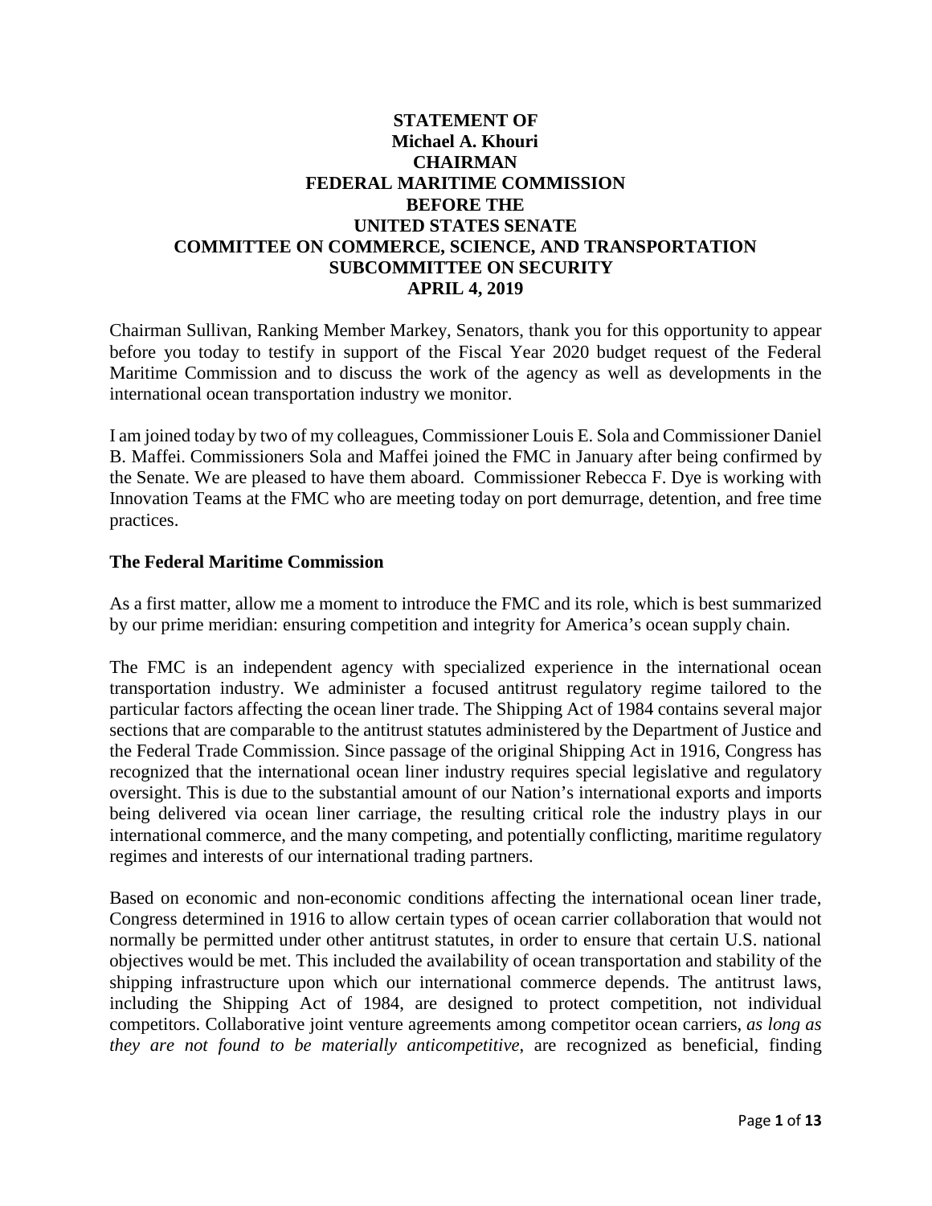**STATEMENT OF**
**Michael A. Khouri**
**CHAIRMAN**
**FEDERAL MARITIME COMMISSION**
**BEFORE THE**
**UNITED STATES SENATE**
**COMMITTEE ON COMMERCE, SCIENCE, AND TRANSPORTATION**
**SUBCOMMITTEE ON SECURITY**
**APRIL 4, 2019**

Chairman Sullivan, Ranking Member Markey, Senators, thank you for this opportunity to appear before you today to testify in support of the Fiscal Year 2020 budget request of the Federal Maritime Commission and to discuss the work of the agency as well as developments in the international ocean transportation industry we monitor.

I am joined today by two of my colleagues, Commissioner Louis E. Sola and Commissioner Daniel B. Maffei. Commissioners Sola and Maffei joined the FMC in January after being confirmed by the Senate. We are pleased to have them aboard. Commissioner Rebecca F. Dye is working with Innovation Teams at the FMC who are meeting today on port demurrage, detention, and free time practices.

### The Federal Maritime Commission

As a first matter, allow me a moment to introduce the FMC and its role, which is best summarized by our prime meridian: ensuring competition and integrity for America's ocean supply chain.

The FMC is an independent agency with specialized experience in the international ocean transportation industry. We administer a focused antitrust regulatory regime tailored to the particular factors affecting the ocean liner trade. The Shipping Act of 1984 contains several major sections that are comparable to the antitrust statutes administered by the Department of Justice and the Federal Trade Commission. Since passage of the original Shipping Act in 1916, Congress has recognized that the international ocean liner industry requires special legislative and regulatory oversight. This is due to the substantial amount of our Nation's international exports and imports being delivered via ocean liner carriage, the resulting critical role the industry plays in our international commerce, and the many competing, and potentially conflicting, maritime regulatory regimes and interests of our international trading partners.

Based on economic and non-economic conditions affecting the international ocean liner trade, Congress determined in 1916 to allow certain types of ocean carrier collaboration that would not normally be permitted under other antitrust statutes, in order to ensure that certain U.S. national objectives would be met. This included the availability of ocean transportation and stability of the shipping infrastructure upon which our international commerce depends. The antitrust laws, including the Shipping Act of 1984, are designed to protect competition, not individual competitors. Collaborative joint venture agreements among competitor ocean carriers, *as long as they are not found to be materially anticompetitive*, are recognized as beneficial, finding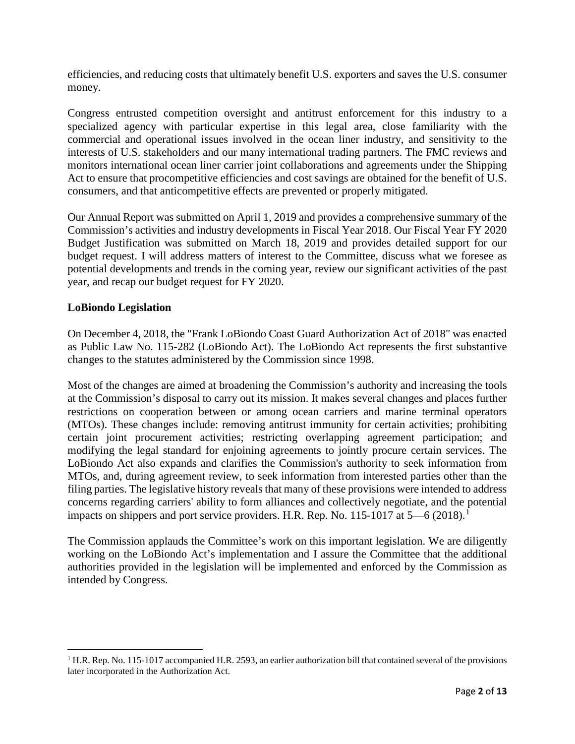efficiencies, and reducing costs that ultimately benefit U.S. exporters and saves the U.S. consumer money.

Congress entrusted competition oversight and antitrust enforcement for this industry to a specialized agency with particular expertise in this legal area, close familiarity with the commercial and operational issues involved in the ocean liner industry, and sensitivity to the interests of U.S. stakeholders and our many international trading partners. The FMC reviews and monitors international ocean liner carrier joint collaborations and agreements under the Shipping Act to ensure that procompetitive efficiencies and cost savings are obtained for the benefit of U.S. consumers, and that anticompetitive effects are prevented or properly mitigated.

Our Annual Report was submitted on April 1, 2019 and provides a comprehensive summary of the Commission's activities and industry developments in Fiscal Year 2018. Our Fiscal Year FY 2020 Budget Justification was submitted on March 18, 2019 and provides detailed support for our budget request. I will address matters of interest to the Committee, discuss what we foresee as potential developments and trends in the coming year, review our significant activities of the past year, and recap our budget request for FY 2020.

**LoBiondo Legislation**

On December 4, 2018, the "Frank LoBiondo Coast Guard Authorization Act of 2018" was enacted as Public Law No. 115-282 (LoBiondo Act). The LoBiondo Act represents the first substantive changes to the statutes administered by the Commission since 1998.

Most of the changes are aimed at broadening the Commission's authority and increasing the tools at the Commission's disposal to carry out its mission. It makes several changes and places further restrictions on cooperation between or among ocean carriers and marine terminal operators (MTOs). These changes include: removing antitrust immunity for certain activities; prohibiting certain joint procurement activities; restricting overlapping agreement participation; and modifying the legal standard for enjoining agreements to jointly procure certain services. The LoBiondo Act also expands and clarifies the Commission's authority to seek information from MTOs, and, during agreement review, to seek information from interested parties other than the filing parties. The legislative history reveals that many of these provisions were intended to address concerns regarding carriers' ability to form alliances and collectively negotiate, and the potential impacts on shippers and port service providers. H.R. Rep. No. 115-1017 at 5—6 (2018).[1]

The Commission applauds the Committee's work on this important legislation. We are diligently working on the LoBiondo Act's implementation and I assure the Committee that the additional authorities provided in the legislation will be implemented and enforced by the Commission as intended by Congress.

[1] H.R. Rep. No. 115-1017 accompanied H.R. 2593, an earlier authorization bill that contained several of the provisions later incorporated in the Authorization Act.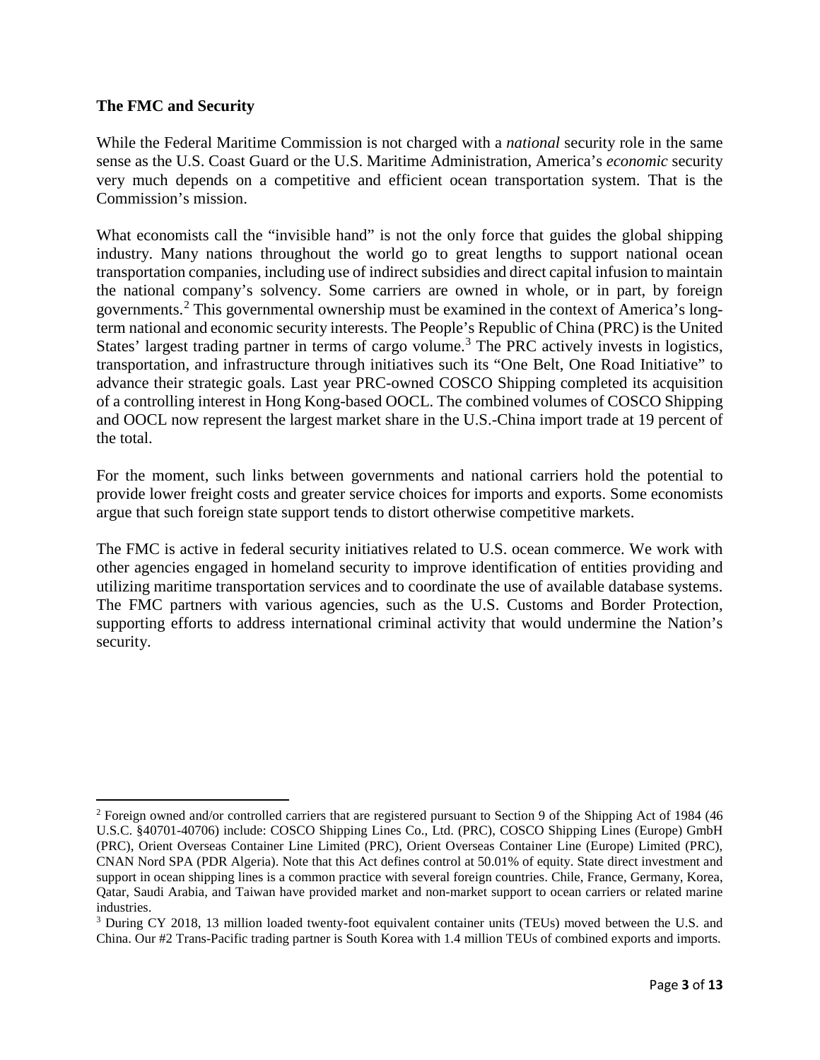**The FMC and Security**

While the Federal Maritime Commission is not charged with a *national* security role in the same sense as the U.S. Coast Guard or the U.S. Maritime Administration, America's *economic* security very much depends on a competitive and efficient ocean transportation system. That is the Commission's mission.

What economists call the "invisible hand" is not the only force that guides the global shipping industry. Many nations throughout the world go to great lengths to support national ocean transportation companies, including use of indirect subsidies and direct capital infusion to maintain the national company's solvency. Some carriers are owned in whole, or in part, by foreign governments.[2] This governmental ownership must be examined in the context of America's long-term national and economic security interests. The People's Republic of China (PRC) is the United States' largest trading partner in terms of cargo volume.[3] The PRC actively invests in logistics, transportation, and infrastructure through initiatives such its "One Belt, One Road Initiative" to advance their strategic goals. Last year PRC-owned COSCO Shipping completed its acquisition of a controlling interest in Hong Kong-based OOCL. The combined volumes of COSCO Shipping and OOCL now represent the largest market share in the U.S.-China import trade at 19 percent of the total.

For the moment, such links between governments and national carriers hold the potential to provide lower freight costs and greater service choices for imports and exports. Some economists argue that such foreign state support tends to distort otherwise competitive markets.

The FMC is active in federal security initiatives related to U.S. ocean commerce. We work with other agencies engaged in homeland security to improve identification of entities providing and utilizing maritime transportation services and to coordinate the use of available database systems. The FMC partners with various agencies, such as the U.S. Customs and Border Protection, supporting efforts to address international criminal activity that would undermine the Nation's security.

---

[2] Foreign owned and/or controlled carriers that are registered pursuant to Section 9 of the Shipping Act of 1984 (46 U.S.C. §40701-40706) include: COSCO Shipping Lines Co., Ltd. (PRC), COSCO Shipping Lines (Europe) GmbH (PRC), Orient Overseas Container Line Limited (PRC), Orient Overseas Container Line (Europe) Limited (PRC), CNAN Nord SPA (PDR Algeria). Note that this Act defines control at 50.01% of equity. State direct investment and support in ocean shipping lines is a common practice with several foreign countries. Chile, France, Germany, Korea, Qatar, Saudi Arabia, and Taiwan have provided market and non-market support to ocean carriers or related marine industries.

[3] During CY 2018, 13 million loaded twenty-foot equivalent container units (TEUs) moved between the U.S. and China. Our #2 Trans-Pacific trading partner is South Korea with 1.4 million TEUs of combined exports and imports.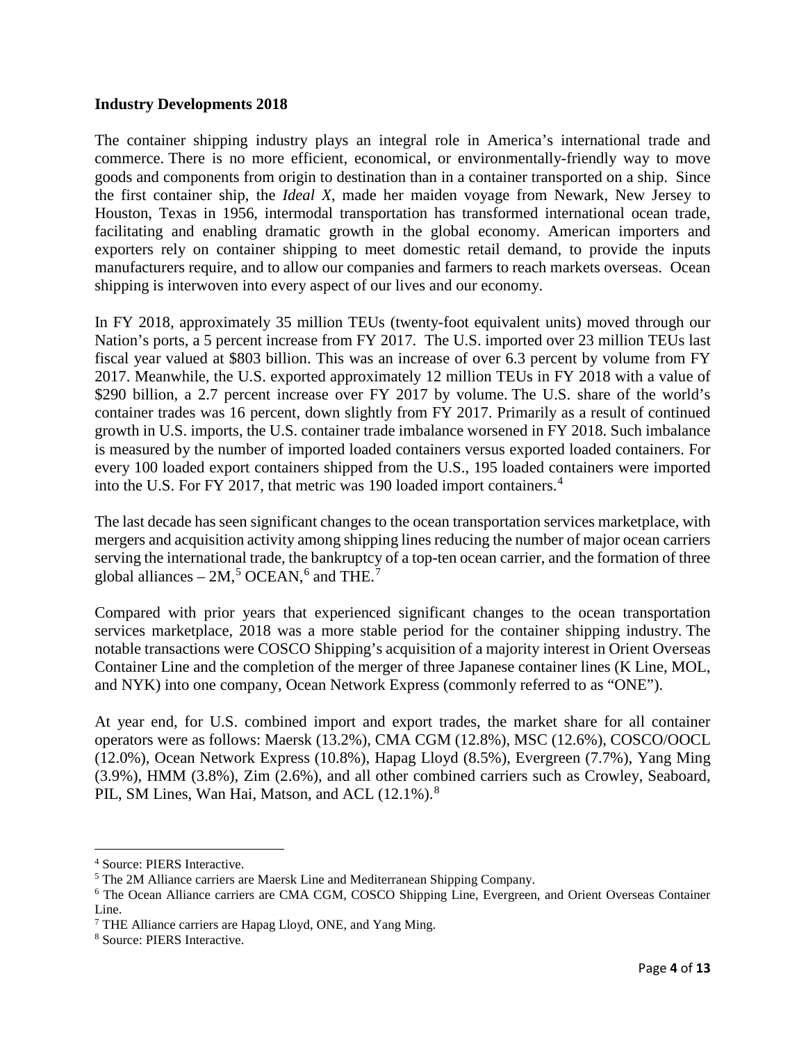**Industry Developments 2018**

The container shipping industry plays an integral role in America's international trade and commerce. There is no more efficient, economical, or environmentally-friendly way to move goods and components from origin to destination than in a container transported on a ship. Since the first container ship, the *Ideal X*, made her maiden voyage from Newark, New Jersey to Houston, Texas in 1956, intermodal transportation has transformed international ocean trade, facilitating and enabling dramatic growth in the global economy. American importers and exporters rely on container shipping to meet domestic retail demand, to provide the inputs manufacturers require, and to allow our companies and farmers to reach markets overseas. Ocean shipping is interwoven into every aspect of our lives and our economy.

In FY 2018, approximately 35 million TEUs (twenty-foot equivalent units) moved through our Nation's ports, a 5 percent increase from FY 2017. The U.S. imported over 23 million TEUs last fiscal year valued at $803 billion. This was an increase of over 6.3 percent by volume from FY 2017. Meanwhile, the U.S. exported approximately 12 million TEUs in FY 2018 with a value of $290 billion, a 2.7 percent increase over FY 2017 by volume. The U.S. share of the world's container trades was 16 percent, down slightly from FY 2017. Primarily as a result of continued growth in U.S. imports, the U.S. container trade imbalance worsened in FY 2018. Such imbalance is measured by the number of imported loaded containers versus exported loaded containers. For every 100 loaded export containers shipped from the U.S., 195 loaded containers were imported into the U.S. For FY 2017, that metric was 190 loaded import containers.[4]

The last decade has seen significant changes to the ocean transportation services marketplace, with mergers and acquisition activity among shipping lines reducing the number of major ocean carriers serving the international trade, the bankruptcy of a top-ten ocean carrier, and the formation of three global alliances – 2M,[5] OCEAN,[6] and THE.[7]

Compared with prior years that experienced significant changes to the ocean transportation services marketplace, 2018 was a more stable period for the container shipping industry. The notable transactions were COSCO Shipping's acquisition of a majority interest in Orient Overseas Container Line and the completion of the merger of three Japanese container lines (K Line, MOL, and NYK) into one company, Ocean Network Express (commonly referred to as "ONE").

At year end, for U.S. combined import and export trades, the market share for all container operators were as follows: Maersk (13.2%), CMA CGM (12.8%), MSC (12.6%), COSCO/OOCL (12.0%), Ocean Network Express (10.8%), Hapag Lloyd (8.5%), Evergreen (7.7%), Yang Ming (3.9%), HMM (3.8%), Zim (2.6%), and all other combined carriers such as Crowley, Seaboard, PIL, SM Lines, Wan Hai, Matson, and ACL (12.1%).[8]

---

[4] Source: PIERS Interactive.

[5] The 2M Alliance carriers are Maersk Line and Mediterranean Shipping Company.

[6] The Ocean Alliance carriers are CMA CGM, COSCO Shipping Line, Evergreen, and Orient Overseas Container Line.

[7] THE Alliance carriers are Hapag Lloyd, ONE, and Yang Ming.

[8] Source: PIERS Interactive.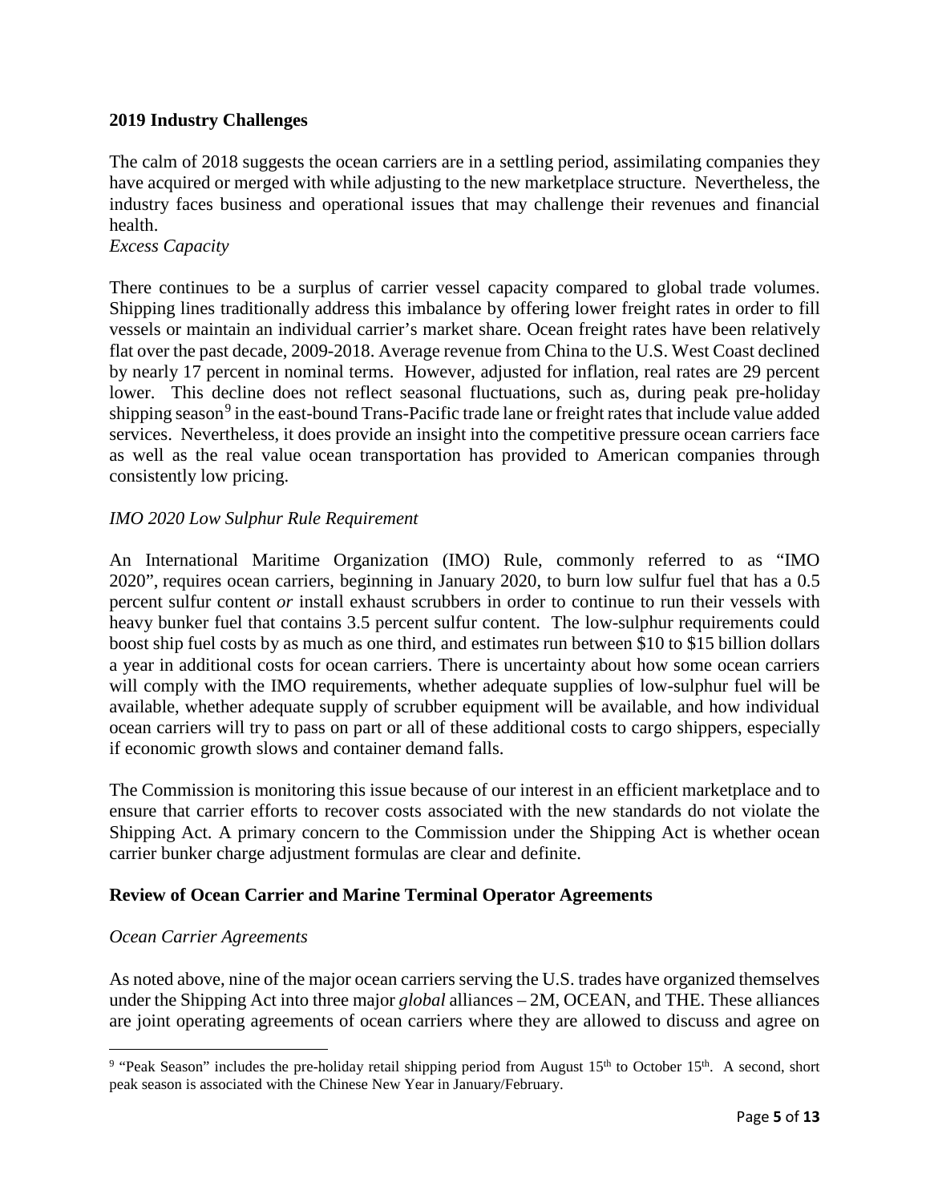## 2019 Industry Challenges

The calm of 2018 suggests the ocean carriers are in a settling period, assimilating companies they have acquired or merged with while adjusting to the new marketplace structure. Nevertheless, the industry faces business and operational issues that may challenge their revenues and financial health.

### *Excess Capacity*

There continues to be a surplus of carrier vessel capacity compared to global trade volumes. Shipping lines traditionally address this imbalance by offering lower freight rates in order to fill vessels or maintain an individual carrier's market share. Ocean freight rates have been relatively flat over the past decade, 2009-2018. Average revenue from China to the U.S. West Coast declined by nearly 17 percent in nominal terms. However, adjusted for inflation, real rates are 29 percent lower. This decline does not reflect seasonal fluctuations, such as, during peak pre-holiday shipping season[9] in the east-bound Trans-Pacific trade lane or freight rates that include value added services. Nevertheless, it does provide an insight into the competitive pressure ocean carriers face as well as the real value ocean transportation has provided to American companies through consistently low pricing.

### *IMO 2020 Low Sulphur Rule Requirement*

An International Maritime Organization (IMO) Rule, commonly referred to as "IMO 2020", requires ocean carriers, beginning in January 2020, to burn low sulfur fuel that has a 0.5 percent sulfur content *or* install exhaust scrubbers in order to continue to run their vessels with heavy bunker fuel that contains 3.5 percent sulfur content. The low-sulphur requirements could boost ship fuel costs by as much as one third, and estimates run between $10 to $15 billion dollars a year in additional costs for ocean carriers. There is uncertainty about how some ocean carriers will comply with the IMO requirements, whether adequate supplies of low-sulphur fuel will be available, whether adequate supply of scrubber equipment will be available, and how individual ocean carriers will try to pass on part or all of these additional costs to cargo shippers, especially if economic growth slows and container demand falls.

The Commission is monitoring this issue because of our interest in an efficient marketplace and to ensure that carrier efforts to recover costs associated with the new standards do not violate the Shipping Act. A primary concern to the Commission under the Shipping Act is whether ocean carrier bunker charge adjustment formulas are clear and definite.

## Review of Ocean Carrier and Marine Terminal Operator Agreements

### *Ocean Carrier Agreements*

As noted above, nine of the major ocean carriers serving the U.S. trades have organized themselves under the Shipping Act into three major *global* alliances – 2M, OCEAN, and THE. These alliances are joint operating agreements of ocean carriers where they are allowed to discuss and agree on

---

[9] "Peak Season" includes the pre-holiday retail shipping period from August 15th to October 15th. A second, short peak season is associated with the Chinese New Year in January/February.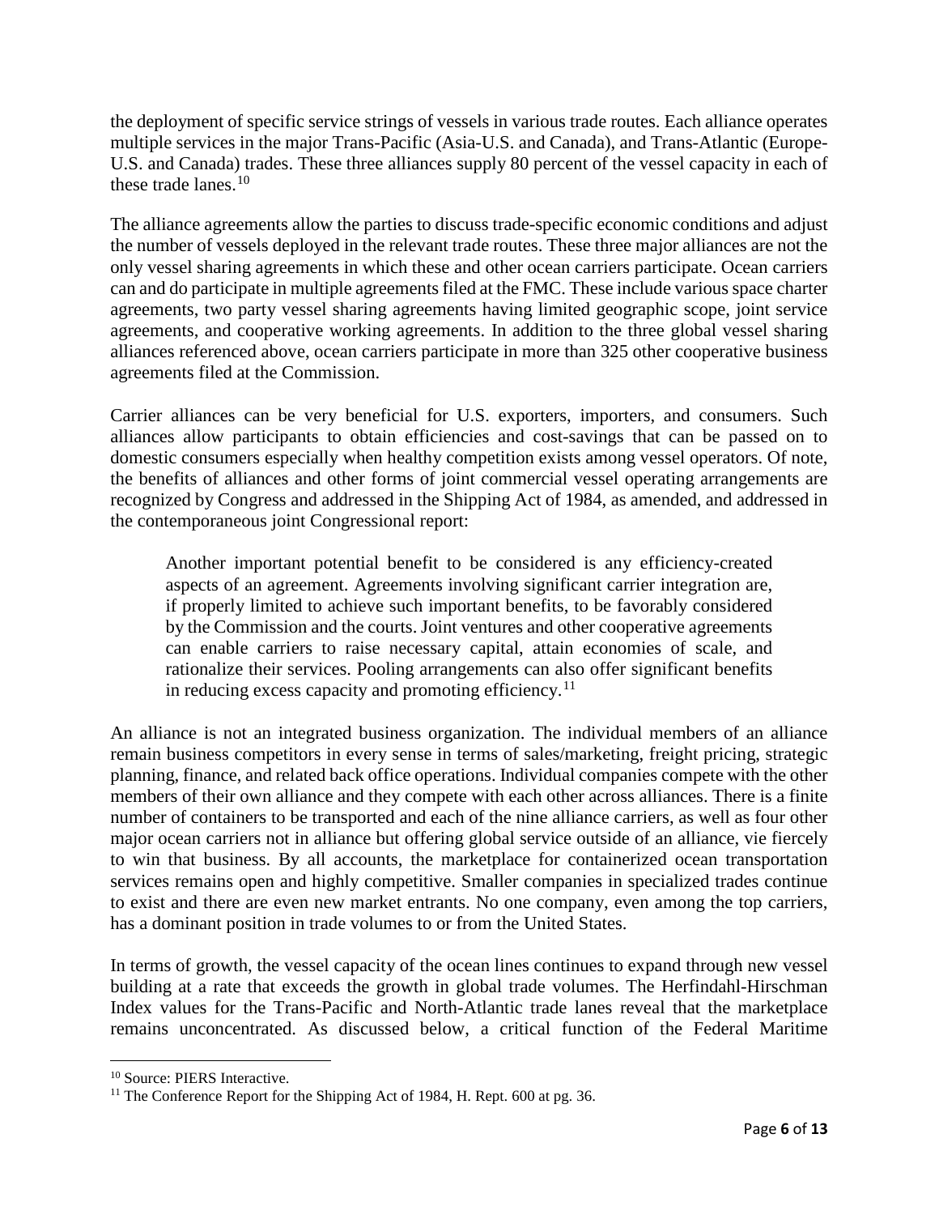the deployment of specific service strings of vessels in various trade routes. Each alliance operates multiple services in the major Trans-Pacific (Asia-U.S. and Canada), and Trans-Atlantic (Europe-U.S. and Canada) trades. These three alliances supply 80 percent of the vessel capacity in each of these trade lanes.[10]

The alliance agreements allow the parties to discuss trade-specific economic conditions and adjust the number of vessels deployed in the relevant trade routes. These three major alliances are not the only vessel sharing agreements in which these and other ocean carriers participate. Ocean carriers can and do participate in multiple agreements filed at the FMC. These include various space charter agreements, two party vessel sharing agreements having limited geographic scope, joint service agreements, and cooperative working agreements. In addition to the three global vessel sharing alliances referenced above, ocean carriers participate in more than 325 other cooperative business agreements filed at the Commission.

Carrier alliances can be very beneficial for U.S. exporters, importers, and consumers. Such alliances allow participants to obtain efficiencies and cost-savings that can be passed on to domestic consumers especially when healthy competition exists among vessel operators. Of note, the benefits of alliances and other forms of joint commercial vessel operating arrangements are recognized by Congress and addressed in the Shipping Act of 1984, as amended, and addressed in the contemporaneous joint Congressional report:

> Another important potential benefit to be considered is any efficiency-created aspects of an agreement. Agreements involving significant carrier integration are, if properly limited to achieve such important benefits, to be favorably considered by the Commission and the courts. Joint ventures and other cooperative agreements can enable carriers to raise necessary capital, attain economies of scale, and rationalize their services. Pooling arrangements can also offer significant benefits in reducing excess capacity and promoting efficiency.[11]

An alliance is not an integrated business organization. The individual members of an alliance remain business competitors in every sense in terms of sales/marketing, freight pricing, strategic planning, finance, and related back office operations. Individual companies compete with the other members of their own alliance and they compete with each other across alliances. There is a finite number of containers to be transported and each of the nine alliance carriers, as well as four other major ocean carriers not in alliance but offering global service outside of an alliance, vie fiercely to win that business. By all accounts, the marketplace for containerized ocean transportation services remains open and highly competitive. Smaller companies in specialized trades continue to exist and there are even new market entrants. No one company, even among the top carriers, has a dominant position in trade volumes to or from the United States.

In terms of growth, the vessel capacity of the ocean lines continues to expand through new vessel building at a rate that exceeds the growth in global trade volumes. The Herfindahl-Hirschman Index values for the Trans-Pacific and North-Atlantic trade lanes reveal that the marketplace remains unconcentrated. As discussed below, a critical function of the Federal Maritime

---

[10] Source: PIERS Interactive.

[11] The Conference Report for the Shipping Act of 1984, H. Rept. 600 at pg. 36.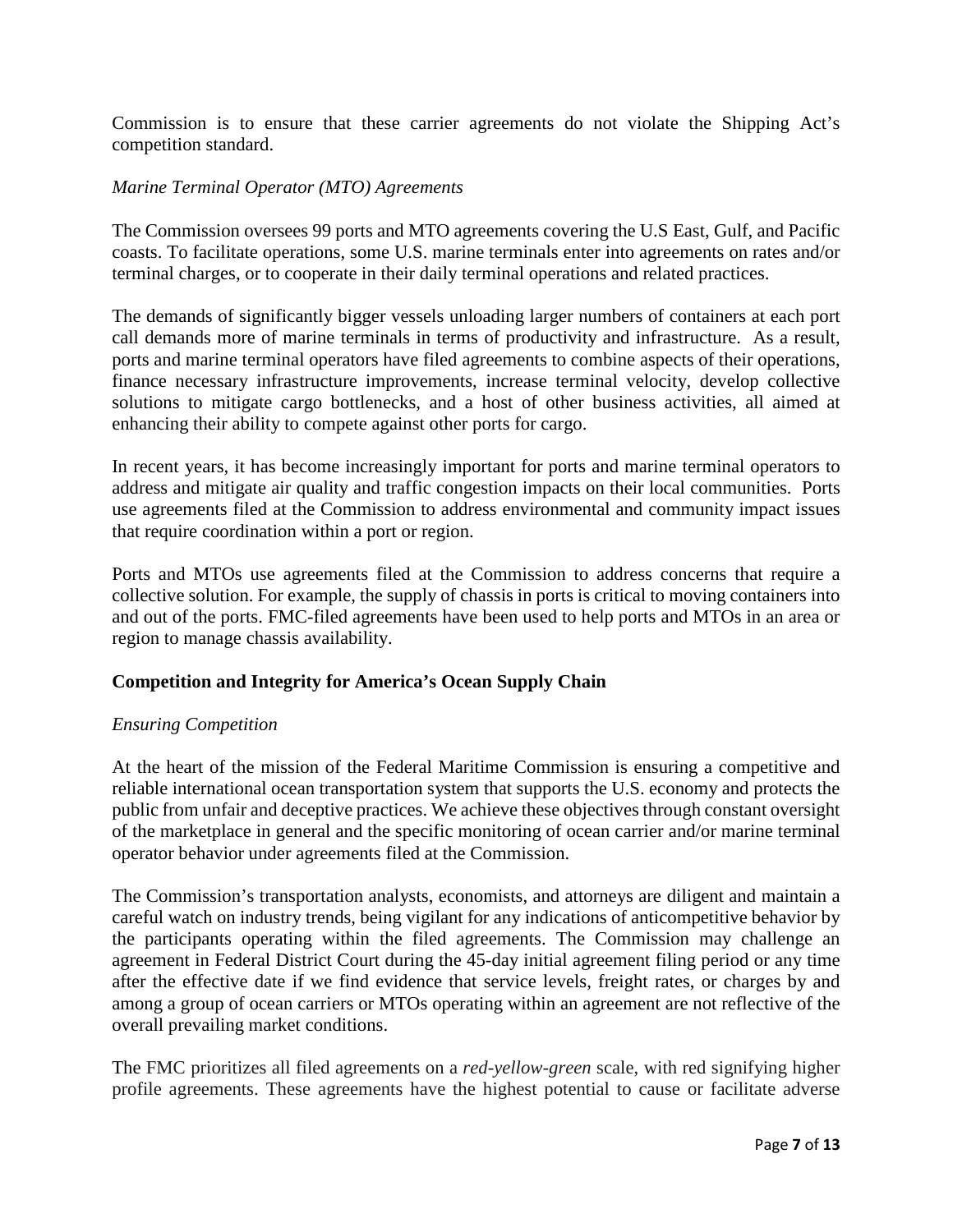Commission is to ensure that these carrier agreements do not violate the Shipping Act's competition standard.

*Marine Terminal Operator (MTO) Agreements*

The Commission oversees 99 ports and MTO agreements covering the U.S East, Gulf, and Pacific coasts. To facilitate operations, some U.S. marine terminals enter into agreements on rates and/or terminal charges, or to cooperate in their daily terminal operations and related practices.

The demands of significantly bigger vessels unloading larger numbers of containers at each port call demands more of marine terminals in terms of productivity and infrastructure. As a result, ports and marine terminal operators have filed agreements to combine aspects of their operations, finance necessary infrastructure improvements, increase terminal velocity, develop collective solutions to mitigate cargo bottlenecks, and a host of other business activities, all aimed at enhancing their ability to compete against other ports for cargo.

In recent years, it has become increasingly important for ports and marine terminal operators to address and mitigate air quality and traffic congestion impacts on their local communities. Ports use agreements filed at the Commission to address environmental and community impact issues that require coordination within a port or region.

Ports and MTOs use agreements filed at the Commission to address concerns that require a collective solution. For example, the supply of chassis in ports is critical to moving containers into and out of the ports. FMC-filed agreements have been used to help ports and MTOs in an area or region to manage chassis availability.

**Competition and Integrity for America's Ocean Supply Chain**

*Ensuring Competition*

At the heart of the mission of the Federal Maritime Commission is ensuring a competitive and reliable international ocean transportation system that supports the U.S. economy and protects the public from unfair and deceptive practices. We achieve these objectives through constant oversight of the marketplace in general and the specific monitoring of ocean carrier and/or marine terminal operator behavior under agreements filed at the Commission.

The Commission's transportation analysts, economists, and attorneys are diligent and maintain a careful watch on industry trends, being vigilant for any indications of anticompetitive behavior by the participants operating within the filed agreements. The Commission may challenge an agreement in Federal District Court during the 45-day initial agreement filing period or any time after the effective date if we find evidence that service levels, freight rates, or charges by and among a group of ocean carriers or MTOs operating within an agreement are not reflective of the overall prevailing market conditions.

The FMC prioritizes all filed agreements on a *red-yellow-green* scale, with red signifying higher profile agreements. These agreements have the highest potential to cause or facilitate adverse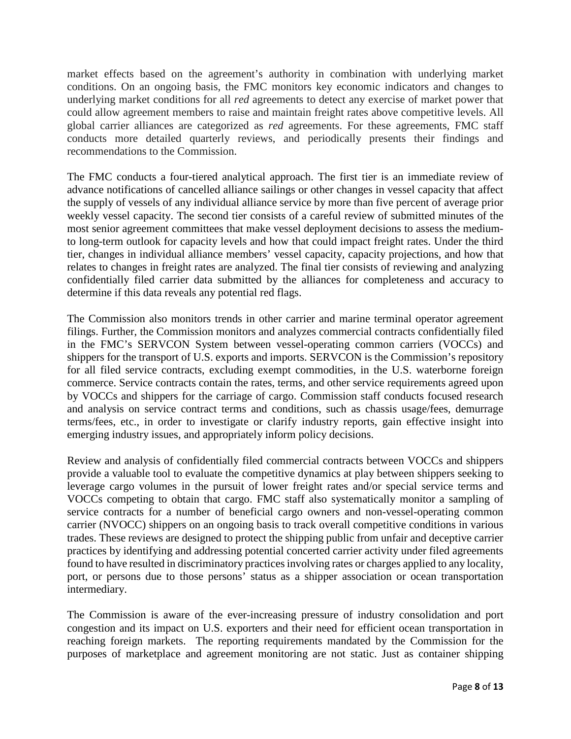market effects based on the agreement's authority in combination with underlying market conditions. On an ongoing basis, the FMC monitors key economic indicators and changes to underlying market conditions for all *red* agreements to detect any exercise of market power that could allow agreement members to raise and maintain freight rates above competitive levels. All global carrier alliances are categorized as *red* agreements. For these agreements, FMC staff conducts more detailed quarterly reviews, and periodically presents their findings and recommendations to the Commission.

The FMC conducts a four-tiered analytical approach. The first tier is an immediate review of advance notifications of cancelled alliance sailings or other changes in vessel capacity that affect the supply of vessels of any individual alliance service by more than five percent of average prior weekly vessel capacity. The second tier consists of a careful review of submitted minutes of the most senior agreement committees that make vessel deployment decisions to assess the medium-to long-term outlook for capacity levels and how that could impact freight rates. Under the third tier, changes in individual alliance members' vessel capacity, capacity projections, and how that relates to changes in freight rates are analyzed. The final tier consists of reviewing and analyzing confidentially filed carrier data submitted by the alliances for completeness and accuracy to determine if this data reveals any potential red flags.

The Commission also monitors trends in other carrier and marine terminal operator agreement filings. Further, the Commission monitors and analyzes commercial contracts confidentially filed in the FMC's SERVCON System between vessel-operating common carriers (VOCCs) and shippers for the transport of U.S. exports and imports. SERVCON is the Commission's repository for all filed service contracts, excluding exempt commodities, in the U.S. waterborne foreign commerce. Service contracts contain the rates, terms, and other service requirements agreed upon by VOCCs and shippers for the carriage of cargo. Commission staff conducts focused research and analysis on service contract terms and conditions, such as chassis usage/fees, demurrage terms/fees, etc., in order to investigate or clarify industry reports, gain effective insight into emerging industry issues, and appropriately inform policy decisions.

Review and analysis of confidentially filed commercial contracts between VOCCs and shippers provide a valuable tool to evaluate the competitive dynamics at play between shippers seeking to leverage cargo volumes in the pursuit of lower freight rates and/or special service terms and VOCCs competing to obtain that cargo. FMC staff also systematically monitor a sampling of service contracts for a number of beneficial cargo owners and non-vessel-operating common carrier (NVOCC) shippers on an ongoing basis to track overall competitive conditions in various trades. These reviews are designed to protect the shipping public from unfair and deceptive carrier practices by identifying and addressing potential concerted carrier activity under filed agreements found to have resulted in discriminatory practices involving rates or charges applied to any locality, port, or persons due to those persons' status as a shipper association or ocean transportation intermediary.

The Commission is aware of the ever-increasing pressure of industry consolidation and port congestion and its impact on U.S. exporters and their need for efficient ocean transportation in reaching foreign markets. The reporting requirements mandated by the Commission for the purposes of marketplace and agreement monitoring are not static. Just as container shipping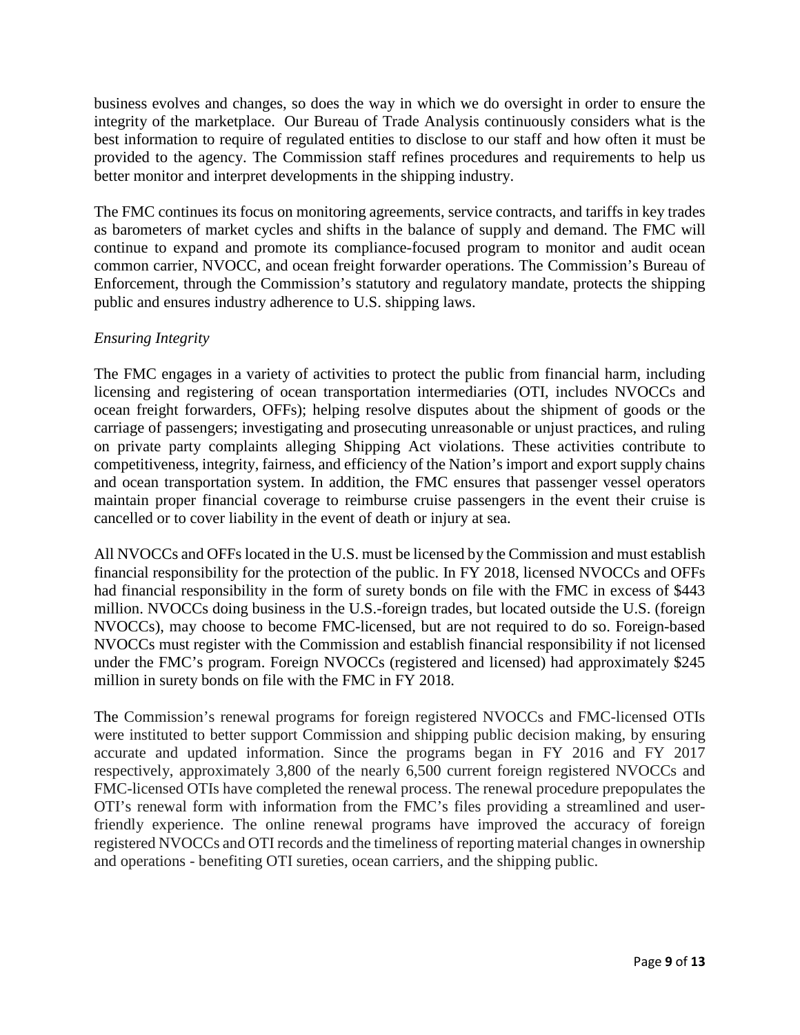business evolves and changes, so does the way in which we do oversight in order to ensure the integrity of the marketplace. Our Bureau of Trade Analysis continuously considers what is the best information to require of regulated entities to disclose to our staff and how often it must be provided to the agency. The Commission staff refines procedures and requirements to help us better monitor and interpret developments in the shipping industry.

The FMC continues its focus on monitoring agreements, service contracts, and tariffs in key trades as barometers of market cycles and shifts in the balance of supply and demand. The FMC will continue to expand and promote its compliance-focused program to monitor and audit ocean common carrier, NVOCC, and ocean freight forwarder operations. The Commission's Bureau of Enforcement, through the Commission's statutory and regulatory mandate, protects the shipping public and ensures industry adherence to U.S. shipping laws.

*Ensuring Integrity*

The FMC engages in a variety of activities to protect the public from financial harm, including licensing and registering of ocean transportation intermediaries (OTI, includes NVOCCs and ocean freight forwarders, OFFs); helping resolve disputes about the shipment of goods or the carriage of passengers; investigating and prosecuting unreasonable or unjust practices, and ruling on private party complaints alleging Shipping Act violations. These activities contribute to competitiveness, integrity, fairness, and efficiency of the Nation's import and export supply chains and ocean transportation system. In addition, the FMC ensures that passenger vessel operators maintain proper financial coverage to reimburse cruise passengers in the event their cruise is cancelled or to cover liability in the event of death or injury at sea.

All NVOCCs and OFFs located in the U.S. must be licensed by the Commission and must establish financial responsibility for the protection of the public. In FY 2018, licensed NVOCCs and OFFs had financial responsibility in the form of surety bonds on file with the FMC in excess of $443 million. NVOCCs doing business in the U.S.-foreign trades, but located outside the U.S. (foreign NVOCCs), may choose to become FMC-licensed, but are not required to do so. Foreign-based NVOCCs must register with the Commission and establish financial responsibility if not licensed under the FMC's program. Foreign NVOCCs (registered and licensed) had approximately $245 million in surety bonds on file with the FMC in FY 2018.

The Commission's renewal programs for foreign registered NVOCCs and FMC-licensed OTIs were instituted to better support Commission and shipping public decision making, by ensuring accurate and updated information. Since the programs began in FY 2016 and FY 2017 respectively, approximately 3,800 of the nearly 6,500 current foreign registered NVOCCs and FMC-licensed OTIs have completed the renewal process. The renewal procedure prepopulates the OTI's renewal form with information from the FMC's files providing a streamlined and user-friendly experience. The online renewal programs have improved the accuracy of foreign registered NVOCCs and OTI records and the timeliness of reporting material changes in ownership and operations - benefiting OTI sureties, ocean carriers, and the shipping public.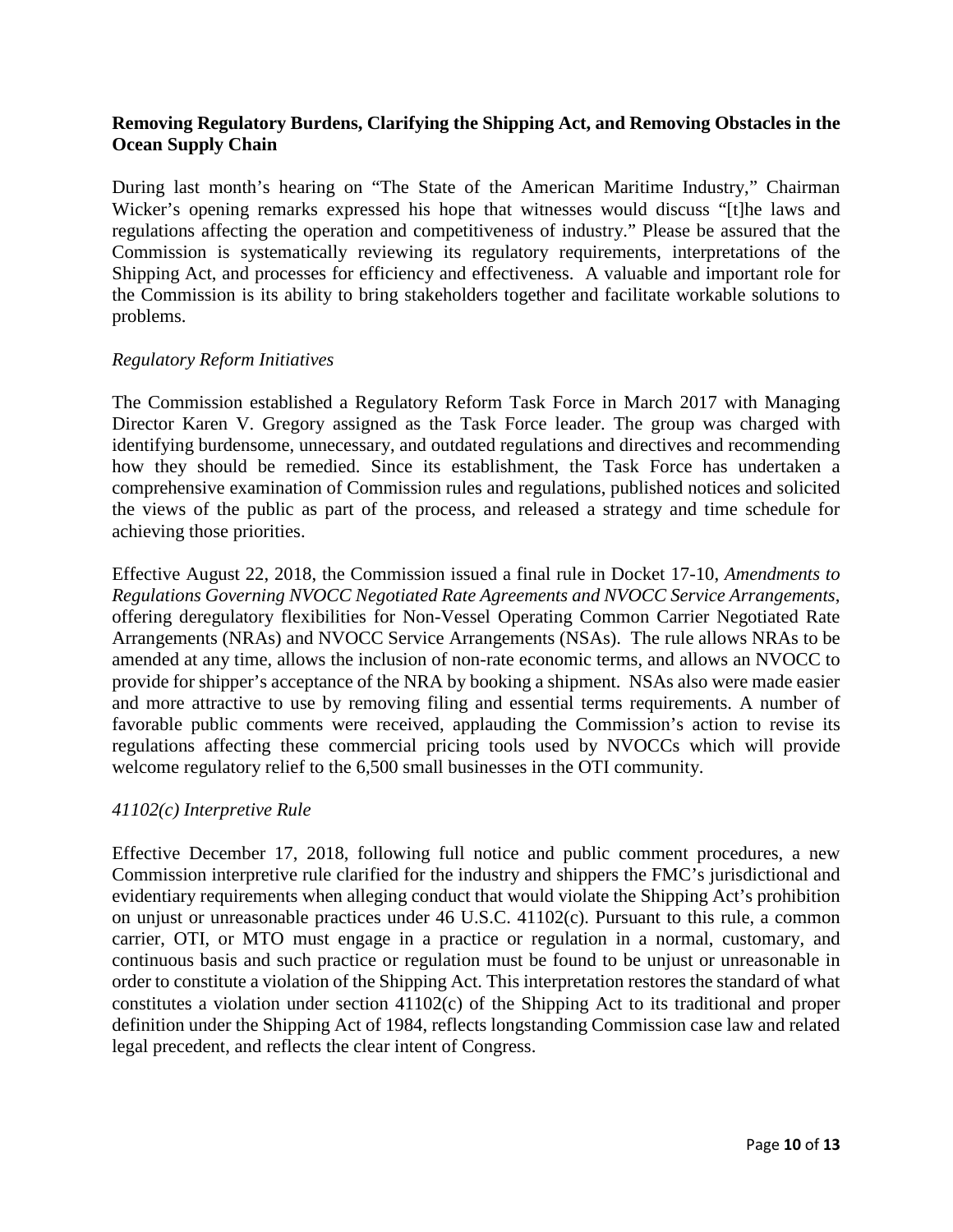**Removing Regulatory Burdens, Clarifying the Shipping Act, and Removing Obstacles in the Ocean Supply Chain**

During last month's hearing on "The State of the American Maritime Industry," Chairman Wicker's opening remarks expressed his hope that witnesses would discuss "[t]he laws and regulations affecting the operation and competitiveness of industry." Please be assured that the Commission is systematically reviewing its regulatory requirements, interpretations of the Shipping Act, and processes for efficiency and effectiveness. A valuable and important role for the Commission is its ability to bring stakeholders together and facilitate workable solutions to problems.

*Regulatory Reform Initiatives*

The Commission established a Regulatory Reform Task Force in March 2017 with Managing Director Karen V. Gregory assigned as the Task Force leader. The group was charged with identifying burdensome, unnecessary, and outdated regulations and directives and recommending how they should be remedied. Since its establishment, the Task Force has undertaken a comprehensive examination of Commission rules and regulations, published notices and solicited the views of the public as part of the process, and released a strategy and time schedule for achieving those priorities.

Effective August 22, 2018, the Commission issued a final rule in Docket 17-10, *Amendments to Regulations Governing NVOCC Negotiated Rate Agreements and NVOCC Service Arrangements*, offering deregulatory flexibilities for Non-Vessel Operating Common Carrier Negotiated Rate Arrangements (NRAs) and NVOCC Service Arrangements (NSAs). The rule allows NRAs to be amended at any time, allows the inclusion of non-rate economic terms, and allows an NVOCC to provide for shipper's acceptance of the NRA by booking a shipment. NSAs also were made easier and more attractive to use by removing filing and essential terms requirements. A number of favorable public comments were received, applauding the Commission's action to revise its regulations affecting these commercial pricing tools used by NVOCCs which will provide welcome regulatory relief to the 6,500 small businesses in the OTI community.

*41102(c) Interpretive Rule*

Effective December 17, 2018, following full notice and public comment procedures, a new Commission interpretive rule clarified for the industry and shippers the FMC's jurisdictional and evidentiary requirements when alleging conduct that would violate the Shipping Act's prohibition on unjust or unreasonable practices under 46 U.S.C. 41102(c). Pursuant to this rule, a common carrier, OTI, or MTO must engage in a practice or regulation in a normal, customary, and continuous basis and such practice or regulation must be found to be unjust or unreasonable in order to constitute a violation of the Shipping Act. This interpretation restores the standard of what constitutes a violation under section 41102(c) of the Shipping Act to its traditional and proper definition under the Shipping Act of 1984, reflects longstanding Commission case law and related legal precedent, and reflects the clear intent of Congress.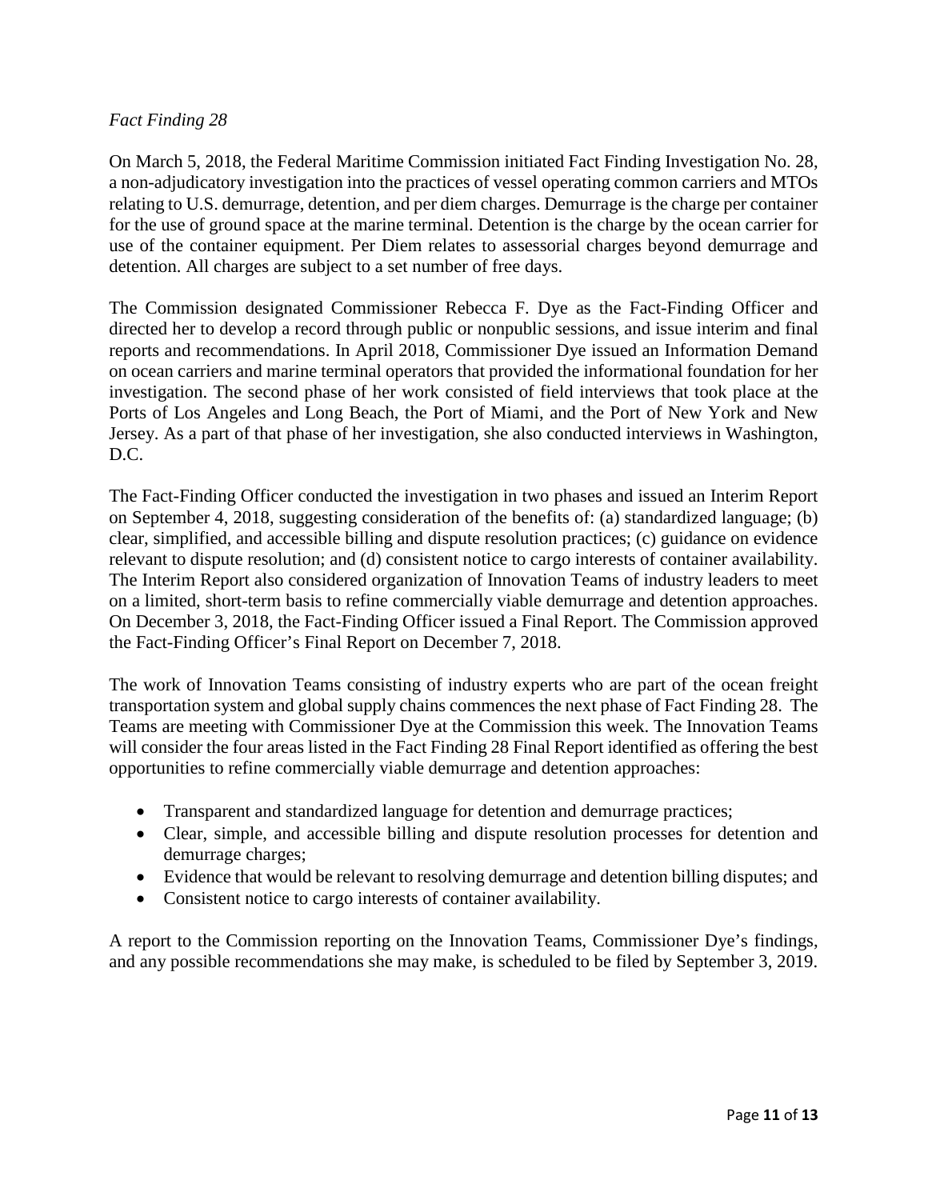*Fact Finding 28*

On March 5, 2018, the Federal Maritime Commission initiated Fact Finding Investigation No. 28, a non-adjudicatory investigation into the practices of vessel operating common carriers and MTOs relating to U.S. demurrage, detention, and per diem charges. Demurrage is the charge per container for the use of ground space at the marine terminal. Detention is the charge by the ocean carrier for use of the container equipment. Per Diem relates to assessorial charges beyond demurrage and detention. All charges are subject to a set number of free days.

The Commission designated Commissioner Rebecca F. Dye as the Fact-Finding Officer and directed her to develop a record through public or nonpublic sessions, and issue interim and final reports and recommendations. In April 2018, Commissioner Dye issued an Information Demand on ocean carriers and marine terminal operators that provided the informational foundation for her investigation. The second phase of her work consisted of field interviews that took place at the Ports of Los Angeles and Long Beach, the Port of Miami, and the Port of New York and New Jersey. As a part of that phase of her investigation, she also conducted interviews in Washington, D.C.

The Fact-Finding Officer conducted the investigation in two phases and issued an Interim Report on September 4, 2018, suggesting consideration of the benefits of: (a) standardized language; (b) clear, simplified, and accessible billing and dispute resolution practices; (c) guidance on evidence relevant to dispute resolution; and (d) consistent notice to cargo interests of container availability. The Interim Report also considered organization of Innovation Teams of industry leaders to meet on a limited, short-term basis to refine commercially viable demurrage and detention approaches. On December 3, 2018, the Fact-Finding Officer issued a Final Report. The Commission approved the Fact-Finding Officer's Final Report on December 7, 2018.

The work of Innovation Teams consisting of industry experts who are part of the ocean freight transportation system and global supply chains commences the next phase of Fact Finding 28. The Teams are meeting with Commissioner Dye at the Commission this week. The Innovation Teams will consider the four areas listed in the Fact Finding 28 Final Report identified as offering the best opportunities to refine commercially viable demurrage and detention approaches:

- Transparent and standardized language for detention and demurrage practices;
- Clear, simple, and accessible billing and dispute resolution processes for detention and demurrage charges;
- Evidence that would be relevant to resolving demurrage and detention billing disputes; and
- Consistent notice to cargo interests of container availability.

A report to the Commission reporting on the Innovation Teams, Commissioner Dye's findings, and any possible recommendations she may make, is scheduled to be filed by September 3, 2019.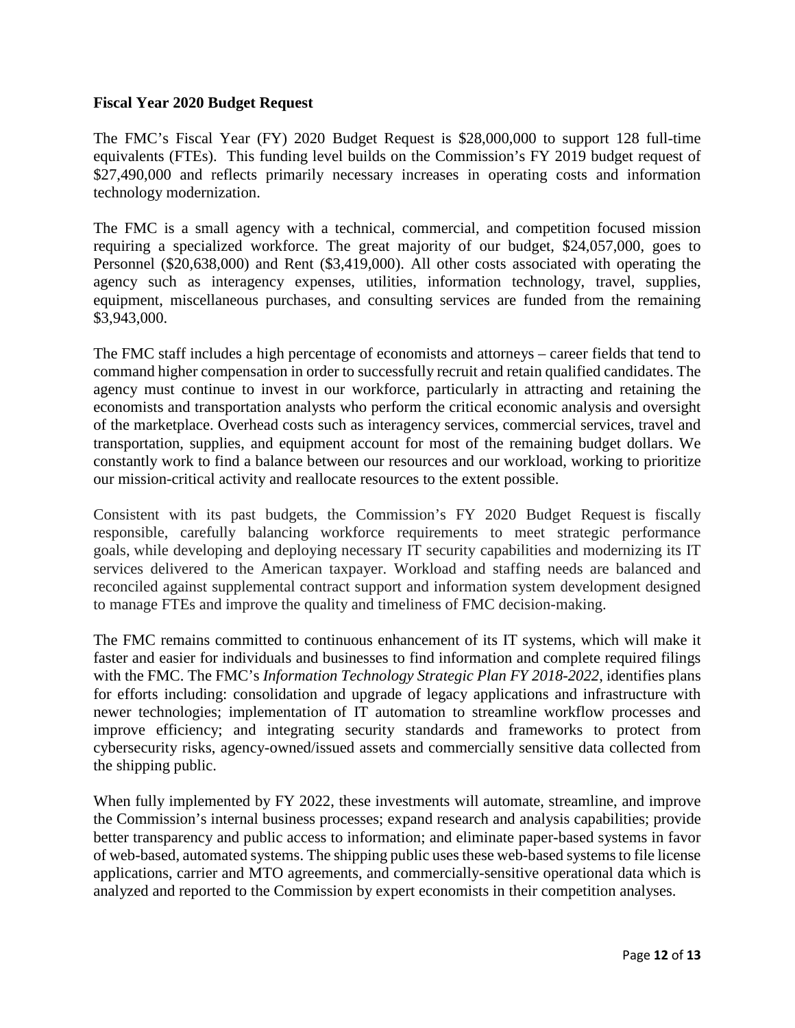**Fiscal Year 2020 Budget Request**

The FMC's Fiscal Year (FY) 2020 Budget Request is $28,000,000 to support 128 full-time equivalents (FTEs). This funding level builds on the Commission's FY 2019 budget request of $27,490,000 and reflects primarily necessary increases in operating costs and information technology modernization.

The FMC is a small agency with a technical, commercial, and competition focused mission requiring a specialized workforce. The great majority of our budget, $24,057,000, goes to Personnel ($20,638,000) and Rent ($3,419,000). All other costs associated with operating the agency such as interagency expenses, utilities, information technology, travel, supplies, equipment, miscellaneous purchases, and consulting services are funded from the remaining $3,943,000.

The FMC staff includes a high percentage of economists and attorneys – career fields that tend to command higher compensation in order to successfully recruit and retain qualified candidates. The agency must continue to invest in our workforce, particularly in attracting and retaining the economists and transportation analysts who perform the critical economic analysis and oversight of the marketplace. Overhead costs such as interagency services, commercial services, travel and transportation, supplies, and equipment account for most of the remaining budget dollars. We constantly work to find a balance between our resources and our workload, working to prioritize our mission-critical activity and reallocate resources to the extent possible.

Consistent with its past budgets, the Commission's FY 2020 Budget Request is fiscally responsible, carefully balancing workforce requirements to meet strategic performance goals, while developing and deploying necessary IT security capabilities and modernizing its IT services delivered to the American taxpayer. Workload and staffing needs are balanced and reconciled against supplemental contract support and information system development designed to manage FTEs and improve the quality and timeliness of FMC decision-making.

The FMC remains committed to continuous enhancement of its IT systems, which will make it faster and easier for individuals and businesses to find information and complete required filings with the FMC. The FMC's *Information Technology Strategic Plan FY 2018-2022*, identifies plans for efforts including: consolidation and upgrade of legacy applications and infrastructure with newer technologies; implementation of IT automation to streamline workflow processes and improve efficiency; and integrating security standards and frameworks to protect from cybersecurity risks, agency-owned/issued assets and commercially sensitive data collected from the shipping public.

When fully implemented by FY 2022, these investments will automate, streamline, and improve the Commission's internal business processes; expand research and analysis capabilities; provide better transparency and public access to information; and eliminate paper-based systems in favor of web-based, automated systems. The shipping public uses these web-based systems to file license applications, carrier and MTO agreements, and commercially-sensitive operational data which is analyzed and reported to the Commission by expert economists in their competition analyses.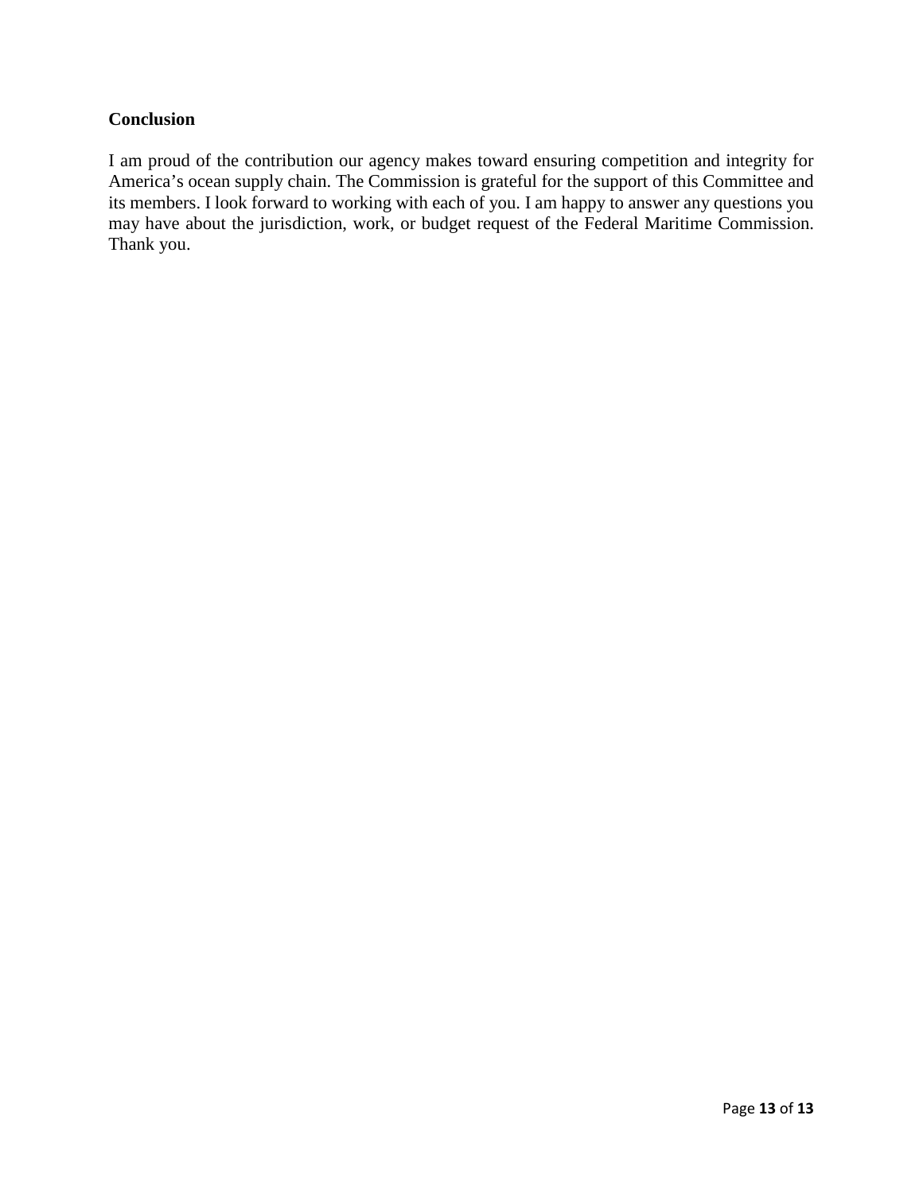## Conclusion

I am proud of the contribution our agency makes toward ensuring competition and integrity for America's ocean supply chain. The Commission is grateful for the support of this Committee and its members. I look forward to working with each of you. I am happy to answer any questions you may have about the jurisdiction, work, or budget request of the Federal Maritime Commission. Thank you.